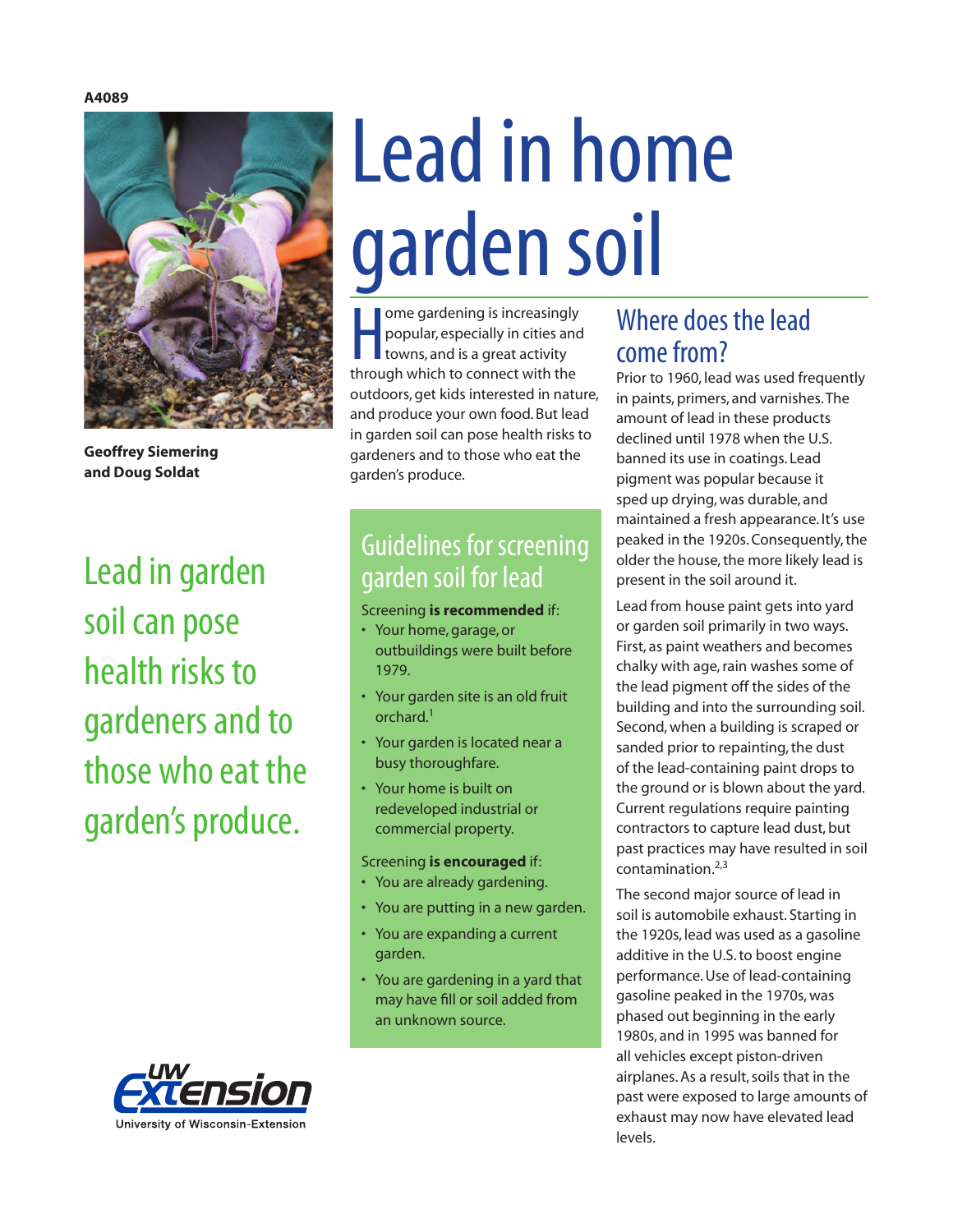A4089

# Lead in home garden soil

**Geoffrey Siemering and Doug Soldat**

## Lead in garden soil can pose health risks to gardeners and to those who eat the garden's produce.

Home gardening is increasingly popular, especially in cities and towns, and is a great activity through which to connect with the outdoors, get kids interested in nature, and produce your own food. But lead in garden soil can pose health risks to gardeners and to those who eat the garden's produce.

### Guidelines for screening garden soil for lead

Screening **is recommended** if:

- Your home, garage, or outbuildings were built before 1979.
- Your garden site is an old fruit orchard.[1]
- Your garden is located near a busy thoroughfare.
- Your home is built on redeveloped industrial or commercial property.

Screening **is encouraged** if:

- You are already gardening.
- You are putting in a new garden.
- You are expanding a current garden.
- You are gardening in a yard that may have fill or soil added from an unknown source.

## Where does the lead come from?

Prior to 1960, lead was used frequently in paints, primers, and varnishes. The amount of lead in these products declined until 1978 when the U.S. banned its use in coatings. Lead pigment was popular because it sped up drying, was durable, and maintained a fresh appearance. It's use peaked in the 1920s. Consequently, the older the house, the more likely lead is present in the soil around it.

Lead from house paint gets into yard or garden soil primarily in two ways. First, as paint weathers and becomes chalky with age, rain washes some of the lead pigment off the sides of the building and into the surrounding soil. Second, when a building is scraped or sanded prior to repainting, the dust of the lead-containing paint drops to the ground or is blown about the yard. Current regulations require painting contractors to capture lead dust, but past practices may have resulted in soil contamination.[2,3]

The second major source of lead in soil is automobile exhaust. Starting in the 1920s, lead was used as a gasoline additive in the U.S. to boost engine performance. Use of lead-containing gasoline peaked in the 1970s, was phased out beginning in the early 1980s, and in 1995 was banned for all vehicles except piston-driven airplanes. As a result, soils that in the past were exposed to large amounts of exhaust may now have elevated lead levels.

University of Wisconsin-Extension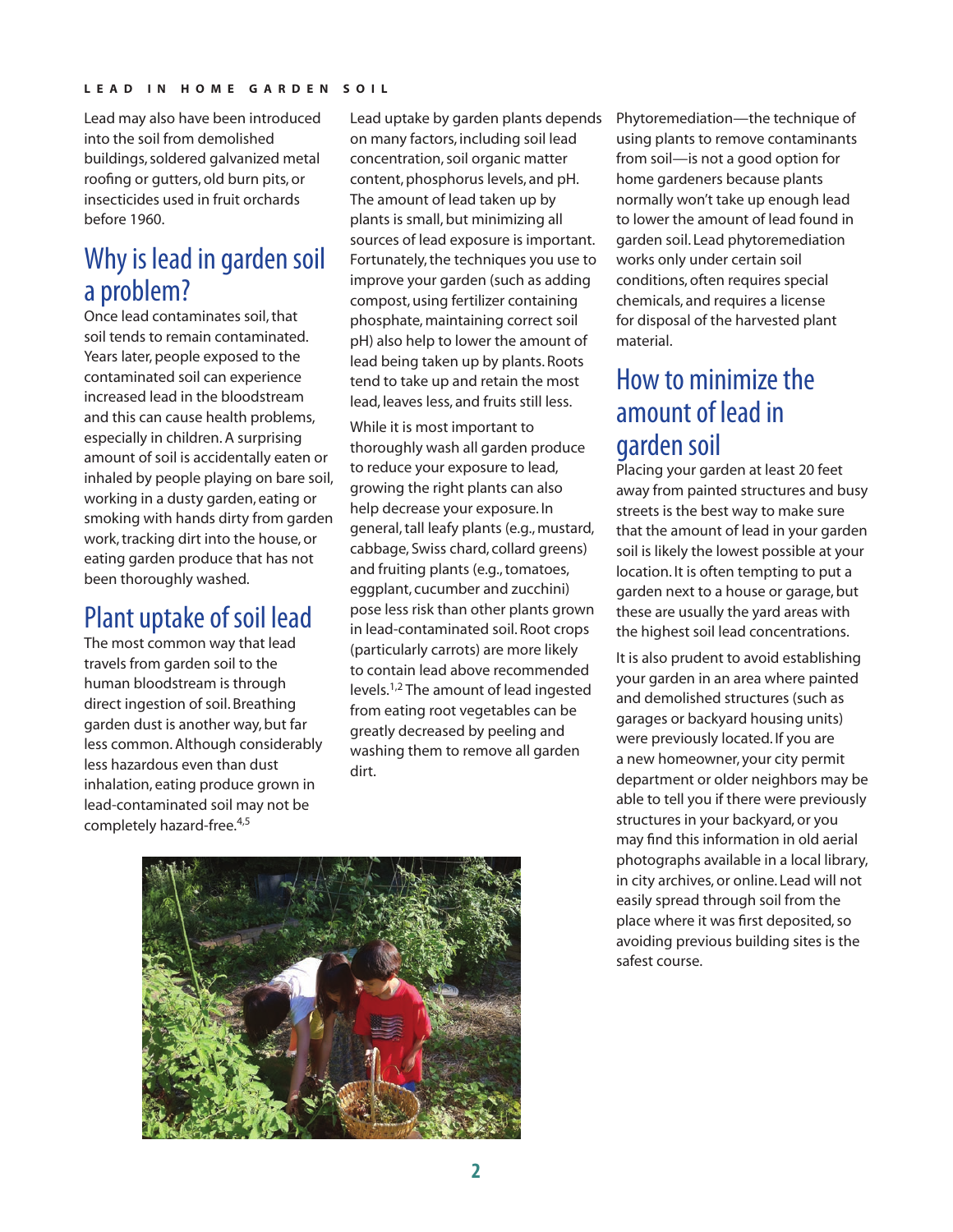Lead may also have been introduced into the soil from demolished buildings, soldered galvanized metal roofing or gutters, old burn pits, or insecticides used in fruit orchards before 1960.

## Why is lead in garden soil a problem?

Once lead contaminates soil, that soil tends to remain contaminated. Years later, people exposed to the contaminated soil can experience increased lead in the bloodstream and this can cause health problems, especially in children. A surprising amount of soil is accidentally eaten or inhaled by people playing on bare soil, working in a dusty garden, eating or smoking with hands dirty from garden work, tracking dirt into the house, or eating garden produce that has not been thoroughly washed.

## Plant uptake of soil lead

The most common way that lead travels from garden soil to the human bloodstream is through direct ingestion of soil. Breathing garden dust is another way, but far less common. Although considerably less hazardous even than dust inhalation, eating produce grown in lead-contaminated soil may not be completely hazard-free.[4,5]

Lead uptake by garden plants depends on many factors, including soil lead concentration, soil organic matter content, phosphorus levels, and pH. The amount of lead taken up by plants is small, but minimizing all sources of lead exposure is important. Fortunately, the techniques you use to improve your garden (such as adding compost, using fertilizer containing phosphate, maintaining correct soil pH) also help to lower the amount of lead being taken up by plants. Roots tend to take up and retain the most lead, leaves less, and fruits still less.

While it is most important to thoroughly wash all garden produce to reduce your exposure to lead, growing the right plants can also help decrease your exposure. In general, tall leafy plants (e.g., mustard, cabbage, Swiss chard, collard greens) and fruiting plants (e.g., tomatoes, eggplant, cucumber and zucchini) pose less risk than other plants grown in lead-contaminated soil. Root crops (particularly carrots) are more likely to contain lead above recommended levels.[1,2] The amount of lead ingested from eating root vegetables can be greatly decreased by peeling and washing them to remove all garden dirt.

Phytoremediation—the technique of using plants to remove contaminants from soil—is not a good option for home gardeners because plants normally won't take up enough lead to lower the amount of lead found in garden soil. Lead phytoremediation works only under certain soil conditions, often requires special chemicals, and requires a license for disposal of the harvested plant material.

## How to minimize the amount of lead in garden soil

Placing your garden at least 20 feet away from painted structures and busy streets is the best way to make sure that the amount of lead in your garden soil is likely the lowest possible at your location. It is often tempting to put a garden next to a house or garage, but these are usually the yard areas with the highest soil lead concentrations.

It is also prudent to avoid establishing your garden in an area where painted and demolished structures (such as garages or backyard housing units) were previously located. If you are a new homeowner, your city permit department or older neighbors may be able to tell you if there were previously structures in your backyard, or you may find this information in old aerial photographs available in a local library, in city archives, or online. Lead will not easily spread through soil from the place where it was first deposited, so avoiding previous building sites is the safest course.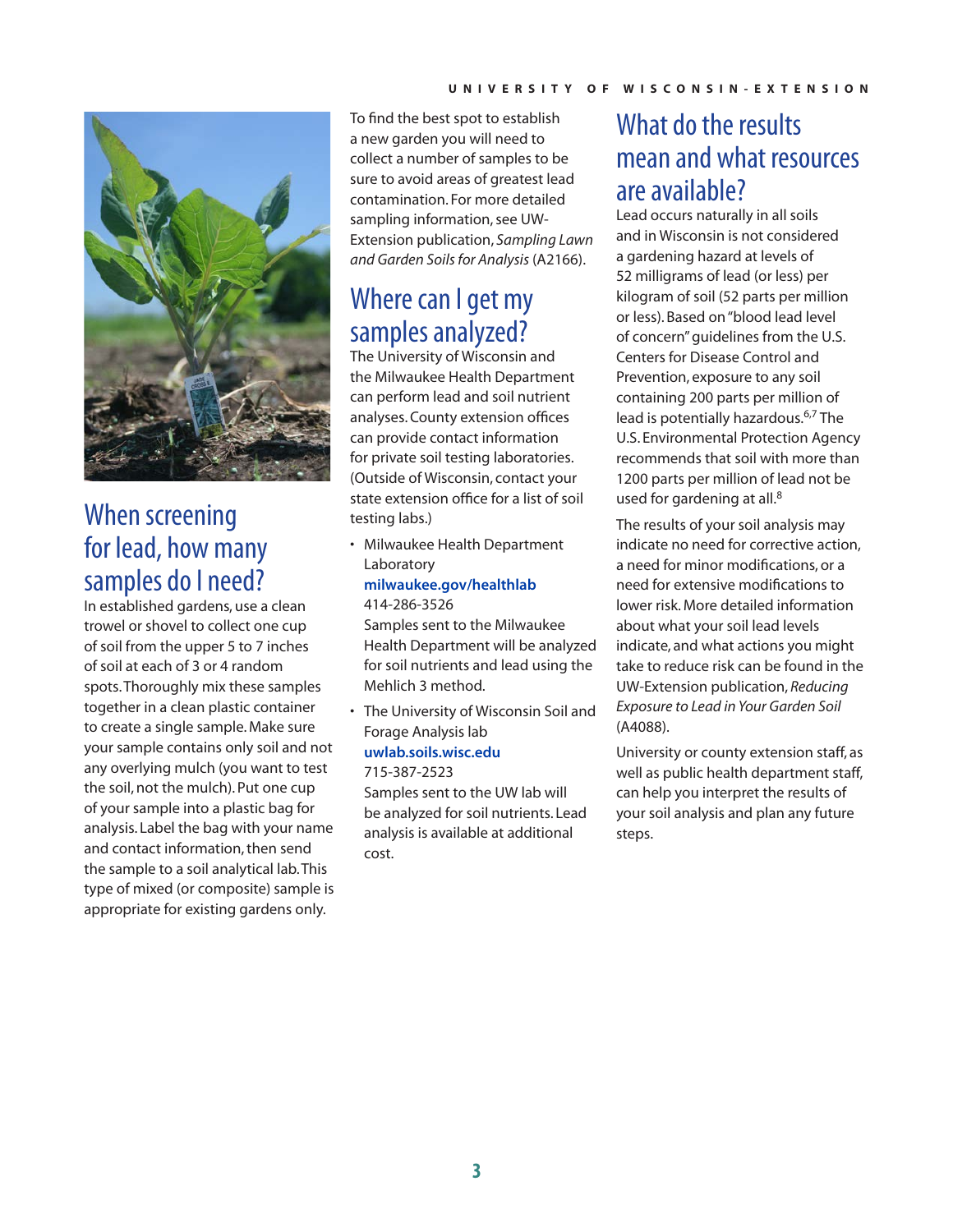## When screening for lead, how many samples do I need?

In established gardens, use a clean trowel or shovel to collect one cup of soil from the upper 5 to 7 inches of soil at each of 3 or 4 random spots. Thoroughly mix these samples together in a clean plastic container to create a single sample. Make sure your sample contains only soil and not any overlying mulch (you want to test the soil, not the mulch). Put one cup of your sample into a plastic bag for analysis. Label the bag with your name and contact information, then send the sample to a soil analytical lab. This type of mixed (or composite) sample is appropriate for existing gardens only.

To find the best spot to establish a new garden you will need to collect a number of samples to be sure to avoid areas of greatest lead contamination. For more detailed sampling information, see UW-Extension publication, *Sampling Lawn and Garden Soils for Analysis* (A2166).

## Where can I get my samples analyzed?

The University of Wisconsin and the Milwaukee Health Department can perform lead and soil nutrient analyses. County extension offices can provide contact information for private soil testing laboratories. (Outside of Wisconsin, contact your state extension office for a list of soil testing labs.)

- Milwaukee Health Department Laboratory
  **milwaukee.gov/healthlab**
  414-286-3526
  Samples sent to the Milwaukee Health Department will be analyzed for soil nutrients and lead using the Mehlich 3 method.
- The University of Wisconsin Soil and Forage Analysis lab
  **uwlab.soils.wisc.edu**
  715-387-2523
  Samples sent to the UW lab will be analyzed for soil nutrients. Lead analysis is available at additional cost.

## What do the results mean and what resources are available?

Lead occurs naturally in all soils and in Wisconsin is not considered a gardening hazard at levels of 52 milligrams of lead (or less) per kilogram of soil (52 parts per million or less). Based on "blood lead level of concern" guidelines from the U.S. Centers for Disease Control and Prevention, exposure to any soil containing 200 parts per million of lead is potentially hazardous.[6,7] The U.S. Environmental Protection Agency recommends that soil with more than 1200 parts per million of lead not be used for gardening at all.[8]

The results of your soil analysis may indicate no need for corrective action, a need for minor modifications, or a need for extensive modifications to lower risk. More detailed information about what your soil lead levels indicate, and what actions you might take to reduce risk can be found in the UW-Extension publication, *Reducing Exposure to Lead in Your Garden Soil* (A4088).

University or county extension staff, as well as public health department staff, can help you interpret the results of your soil analysis and plan any future steps.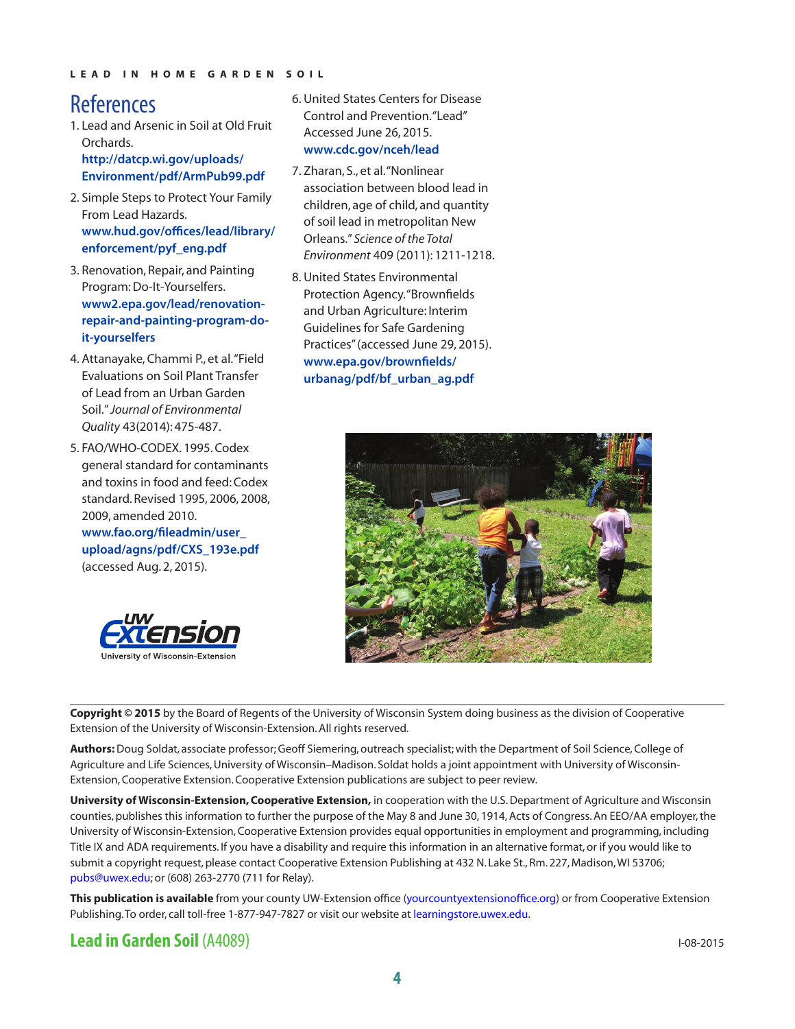## References

1. Lead and Arsenic in Soil at Old Fruit Orchards. http://datcp.wi.gov/uploads/Environment/pdf/ArmPub99.pdf
2. Simple Steps to Protect Your Family From Lead Hazards. www.hud.gov/offices/lead/library/enforcement/pyf_eng.pdf
3. Renovation, Repair, and Painting Program: Do-It-Yourselfers. www2.epa.gov/lead/renovation-repair-and-painting-program-do-it-yourselfers
4. Attanayake, Chammi P., et al. "Field Evaluations on Soil Plant Transfer of Lead from an Urban Garden Soil." *Journal of Environmental Quality* 43(2014): 475-487.
5. FAO/WHO-CODEX. 1995. Codex general standard for contaminants and toxins in food and feed: Codex standard. Revised 1995, 2006, 2008, 2009, amended 2010. www.fao.org/fileadmin/user_upload/agns/pdf/CXS_193e.pdf (accessed Aug. 2, 2015).
6. United States Centers for Disease Control and Prevention. "Lead" Accessed June 26, 2015. www.cdc.gov/nceh/lead
7. Zharan, S., et al. "Nonlinear association between blood lead in children, age of child, and quantity of soil lead in metropolitan New Orleans." *Science of the Total Environment* 409 (2011): 1211-1218.
8. United States Environmental Protection Agency. "Brownfields and Urban Agriculture: Interim Guidelines for Safe Gardening Practices" (accessed June 29, 2015). www.epa.gov/brownfields/urbanag/pdf/bf_urban_ag.pdf

UW Extension
University of Wisconsin-Extension

**Copyright © 2015** by the Board of Regents of the University of Wisconsin System doing business as the division of Cooperative Extension of the University of Wisconsin-Extension. All rights reserved.

**Authors:** Doug Soldat, associate professor; Geoff Siemering, outreach specialist; with the Department of Soil Science, College of Agriculture and Life Sciences, University of Wisconsin–Madison. Soldat holds a joint appointment with University of Wisconsin-Extension, Cooperative Extension. Cooperative Extension publications are subject to peer review.

**University of Wisconsin-Extension, Cooperative Extension,** in cooperation with the U.S. Department of Agriculture and Wisconsin counties, publishes this information to further the purpose of the May 8 and June 30, 1914, Acts of Congress. An EEO/AA employer, the University of Wisconsin-Extension, Cooperative Extension provides equal opportunities in employment and programming, including Title IX and ADA requirements. If you have a disability and require this information in an alternative format, or if you would like to submit a copyright request, please contact Cooperative Extension Publishing at 432 N. Lake St., Rm. 227, Madison, WI 53706; pubs@uwex.edu; or (608) 263-2770 (711 for Relay).

**This publication is available** from your county UW-Extension office (yourcountyextensionoffice.org) or from Cooperative Extension Publishing. To order, call toll-free 1-877-947-7827 or visit our website at learningstore.uwex.edu.

**Lead in Garden Soil** (A4089)

I-08-2015